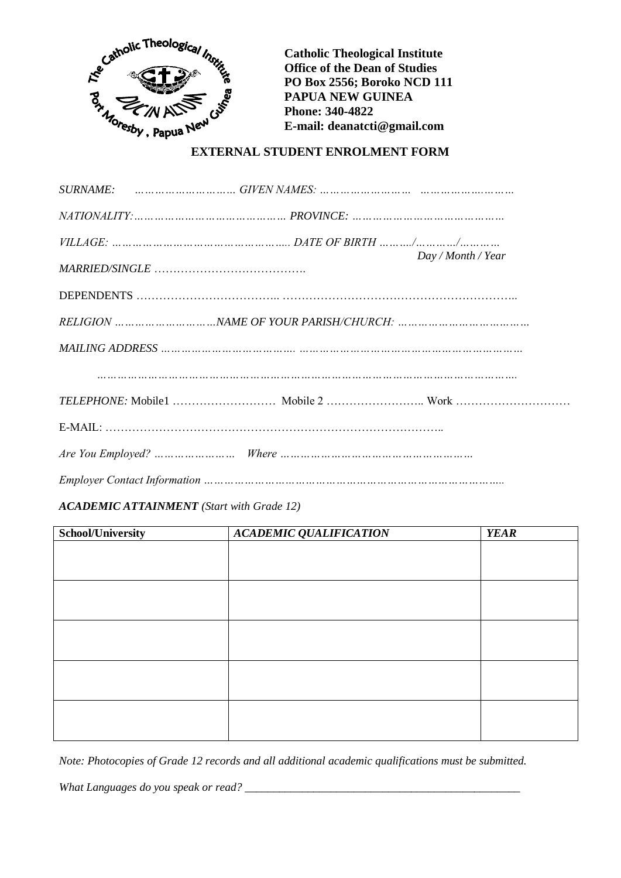**Catholic Theological Institute**
**Office of the Dean of Studies**
**PO Box 2556; Boroko NCD 111**
**PAPUA NEW GUINEA**
**Phone: 340-4822**
**E-mail: deanatcti@gmail.com**

## EXTERNAL STUDENT ENROLMENT FORM

*SURNAME:* ……………………… *GIVEN NAMES:* …………………… ……………………

*NATIONALITY:*…………………………………… *PROVINCE:* ……………………………………

*VILLAGE:* ………………………………………….. *DATE OF BIRTH* ……..…/…………/…………
*Day / Month / Year*

*MARRIED/SINGLE* ……………………………….

DEPENDENTS ……………………………... ……………………………………………………..

*RELIGION* ……………………… *NAME OF YOUR PARISH/CHURCH:* ………………………………

*MAILING ADDRESS* ……………………………….. ………………………………………………………

……………………………………………………………………………………………………….

*TELEPHONE:* Mobile1 ……………………… Mobile 2 …………………….. Work …………………………

E-MAIL: ………………………………………………………………………………..

*Are You Employed?* ………………… *Where* ……………………………………………

*Employer Contact Information* ……………………………………………………………………….

***ACADEMIC ATTAINMENT*** *(Start with Grade 12)*

| School/University | *ACADEMIC QUALIFICATION* | *YEAR* |
|---|---|---|
| | | |
| | | |
| | | |
| | | |
| | | |

*Note: Photocopies of Grade 12 records and all additional academic qualifications must be submitted.*

*What Languages do you speak or read?* ________________________________________________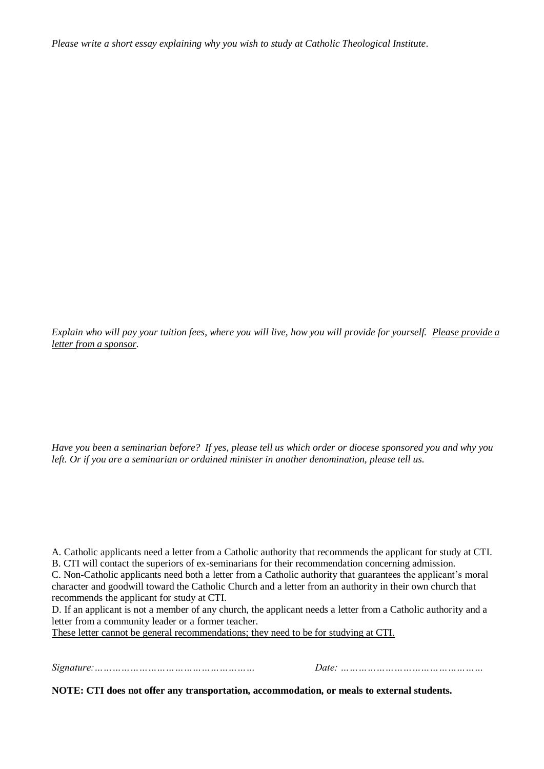*Please write a short essay explaining why you wish to study at Catholic Theological Institute.*

*Explain who will pay your tuition fees, where you will live, how you will provide for yourself. Please provide a letter from a sponsor.*

*Have you been a seminarian before? If yes, please tell us which order or diocese sponsored you and why you left. Or if you are a seminarian or ordained minister in another denomination, please tell us.*

A. Catholic applicants need a letter from a Catholic authority that recommends the applicant for study at CTI.
B. CTI will contact the superiors of ex-seminarians for their recommendation concerning admission.
C. Non-Catholic applicants need both a letter from a Catholic authority that guarantees the applicant's moral character and goodwill toward the Catholic Church and a letter from an authority in their own church that recommends the applicant for study at CTI.
D. If an applicant is not a member of any church, the applicant needs a letter from a Catholic authority and a letter from a community leader or a former teacher.
These letter cannot be general recommendations; they need to be for studying at CTI.

*Signature:……………………………………………* *Date: ………………………………………*

**NOTE: CTI does not offer any transportation, accommodation, or meals to external students.**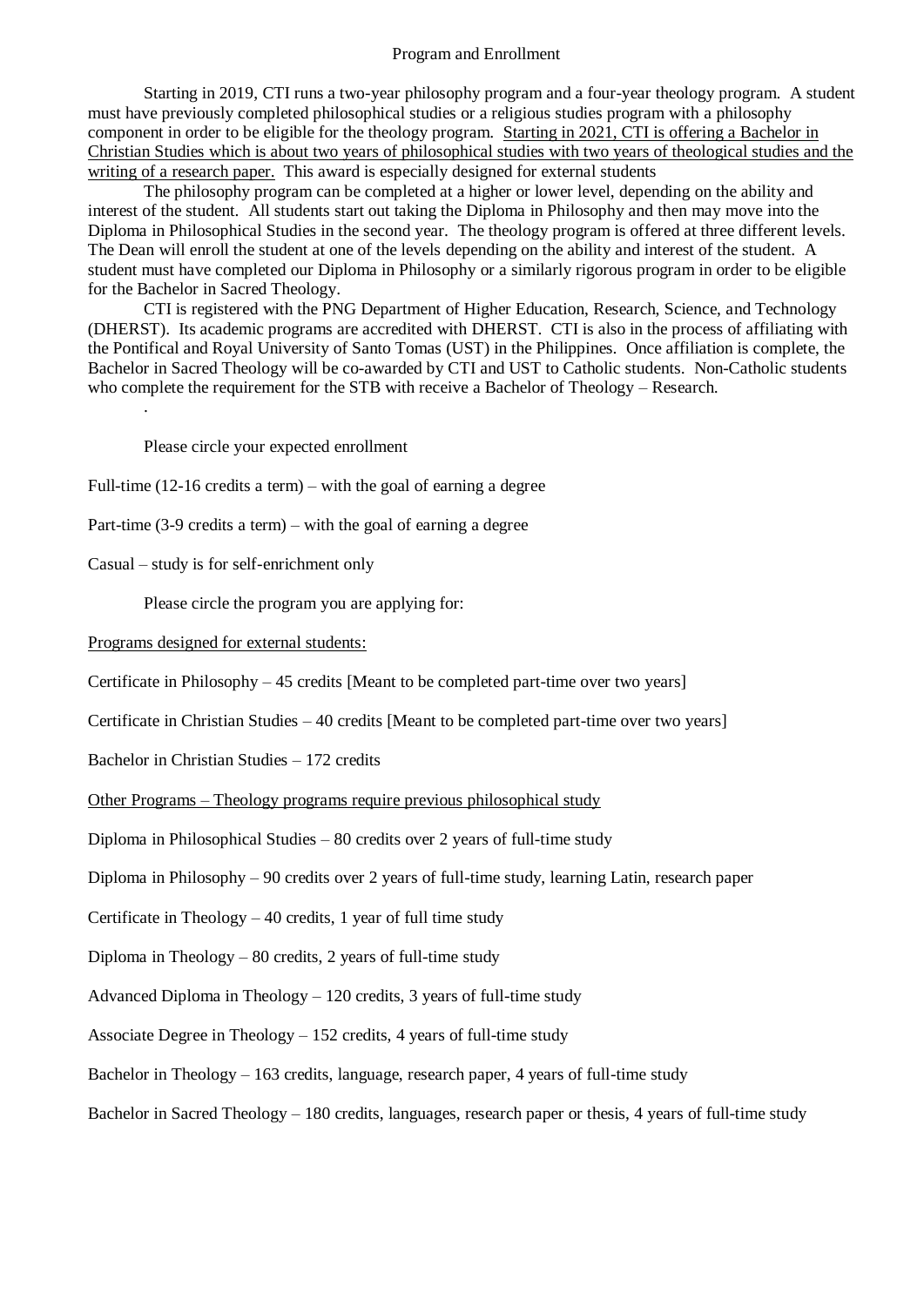Program and Enrollment

Starting in 2019, CTI runs a two-year philosophy program and a four-year theology program. A student must have previously completed philosophical studies or a religious studies program with a philosophy component in order to be eligible for the theology program. <u>Starting in 2021, CTI is offering a Bachelor in Christian Studies which is about two years of philosophical studies with two years of theological studies and the writing of a research paper.</u> This award is especially designed for external students

The philosophy program can be completed at a higher or lower level, depending on the ability and interest of the student. All students start out taking the Diploma in Philosophy and then may move into the Diploma in Philosophical Studies in the second year. The theology program is offered at three different levels. The Dean will enroll the student at one of the levels depending on the ability and interest of the student. A student must have completed our Diploma in Philosophy or a similarly rigorous program in order to be eligible for the Bachelor in Sacred Theology.

CTI is registered with the PNG Department of Higher Education, Research, Science, and Technology (DHERST). Its academic programs are accredited with DHERST. CTI is also in the process of affiliating with the Pontifical and Royal University of Santo Tomas (UST) in the Philippines. Once affiliation is complete, the Bachelor in Sacred Theology will be co-awarded by CTI and UST to Catholic students. Non-Catholic students who complete the requirement for the STB with receive a Bachelor of Theology – Research.

.

Please circle your expected enrollment

Full-time (12-16 credits a term) – with the goal of earning a degree

Part-time (3-9 credits a term) – with the goal of earning a degree

Casual – study is for self-enrichment only

Please circle the program you are applying for:

<u>Programs designed for external students:</u>

Certificate in Philosophy – 45 credits [Meant to be completed part-time over two years]

Certificate in Christian Studies – 40 credits [Meant to be completed part-time over two years]

Bachelor in Christian Studies – 172 credits

<u>Other Programs – Theology programs require previous philosophical study</u>

Diploma in Philosophical Studies – 80 credits over 2 years of full-time study

Diploma in Philosophy – 90 credits over 2 years of full-time study, learning Latin, research paper

Certificate in Theology – 40 credits, 1 year of full time study

Diploma in Theology – 80 credits, 2 years of full-time study

Advanced Diploma in Theology – 120 credits, 3 years of full-time study

Associate Degree in Theology – 152 credits, 4 years of full-time study

Bachelor in Theology – 163 credits, language, research paper, 4 years of full-time study

Bachelor in Sacred Theology – 180 credits, languages, research paper or thesis, 4 years of full-time study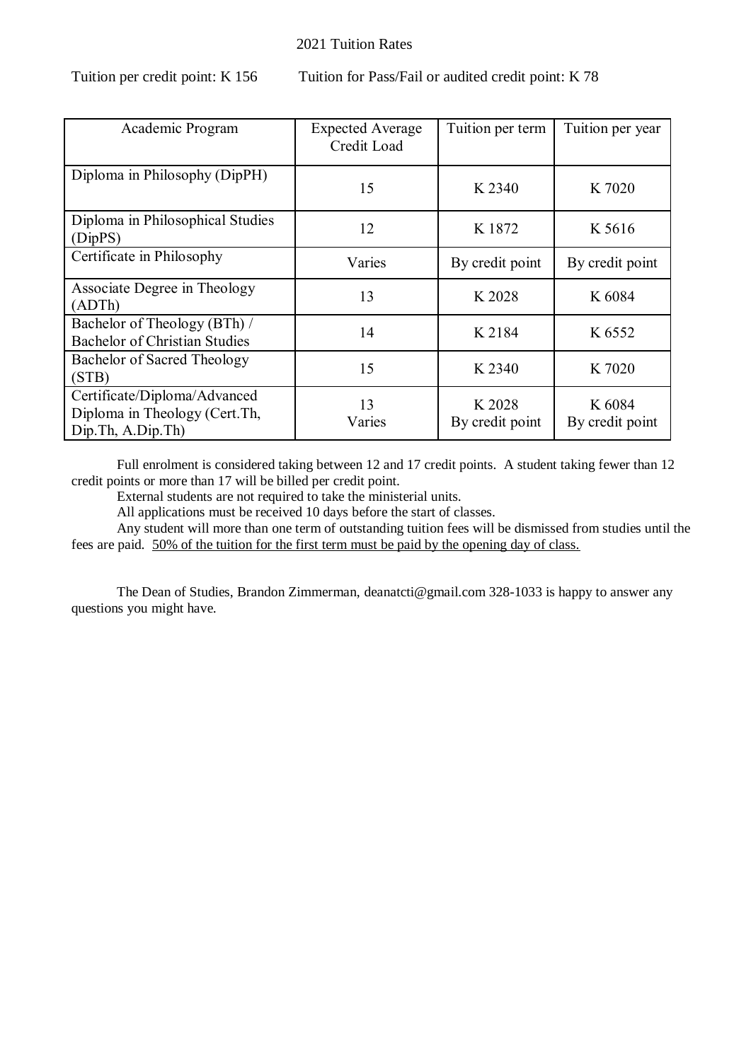# 2021 Tuition Rates

Tuition per credit point: K 156 Tuition for Pass/Fail or audited credit point: K 78

| Academic Program | Expected Average Credit Load | Tuition per term | Tuition per year |
|---|---|---|---|
| Diploma in Philosophy (DipPH) | 15 | K 2340 | K 7020 |
| Diploma in Philosophical Studies (DipPS) | 12 | K 1872 | K 5616 |
| Certificate in Philosophy | Varies | By credit point | By credit point |
| Associate Degree in Theology (ADTh) | 13 | K 2028 | K 6084 |
| Bachelor of Theology (BTh) / Bachelor of Christian Studies | 14 | K 2184 | K 6552 |
| Bachelor of Sacred Theology (STB) | 15 | K 2340 | K 7020 |
| Certificate/Diploma/Advanced Diploma in Theology (Cert.Th, Dip.Th, A.Dip.Th) | 13<br>Varies | K 2028<br>By credit point | K 6084<br>By credit point |

Full enrolment is considered taking between 12 and 17 credit points. A student taking fewer than 12 credit points or more than 17 will be billed per credit point.

External students are not required to take the ministerial units.

All applications must be received 10 days before the start of classes.

Any student will more than one term of outstanding tuition fees will be dismissed from studies until the fees are paid. <u>50% of the tuition for the first term must be paid by the opening day of class.</u>

The Dean of Studies, Brandon Zimmerman, deanatcti@gmail.com 328-1033 is happy to answer any questions you might have.